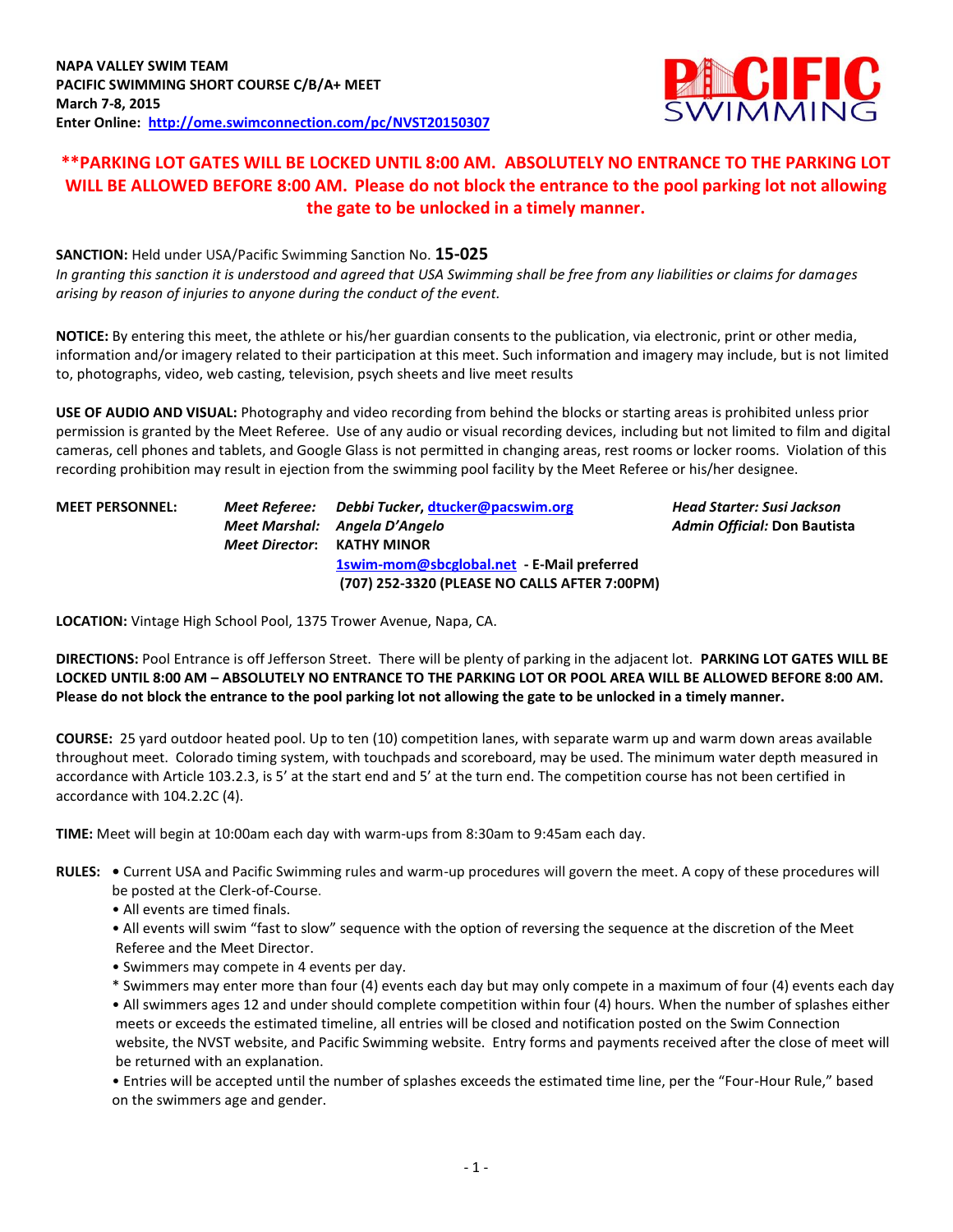**NAPA VALLEY SWIM TEAM**
**PACIFIC SWIMMING SHORT COURSE C/B/A+ MEET**
**March 7-8, 2015**
**Enter Online: [http://ome.swimconnection.com/pc/NVST20150307](http://ome.swimconnection.com/pc/NVST20150307)**

**\*\*PARKING LOT GATES WILL BE LOCKED UNTIL 8:00 AM. ABSOLUTELY NO ENTRANCE TO THE PARKING LOT WILL BE ALLOWED BEFORE 8:00 AM. Please do not block the entrance to the pool parking lot not allowing the gate to be unlocked in a timely manner.**

**SANCTION:** Held under USA/Pacific Swimming Sanction No. **15-025**
*In granting this sanction it is understood and agreed that USA Swimming shall be free from any liabilities or claims for damages arising by reason of injuries to anyone during the conduct of the event.*

**NOTICE:** By entering this meet, the athlete or his/her guardian consents to the publication, via electronic, print or other media, information and/or imagery related to their participation at this meet. Such information and imagery may include, but is not limited to, photographs, video, web casting, television, psych sheets and live meet results

**USE OF AUDIO AND VISUAL:** Photography and video recording from behind the blocks or starting areas is prohibited unless prior permission is granted by the Meet Referee. Use of any audio or visual recording devices, including but not limited to film and digital cameras, cell phones and tablets, and Google Glass is not permitted in changing areas, rest rooms or locker rooms. Violation of this recording prohibition may result in ejection from the swimming pool facility by the Meet Referee or his/her designee.

**MEET PERSONNEL:**
*Meet Referee:* ***Debbi Tucker***, [dtucker@pacswim.org](mailto:dtucker@pacswim.org)
*Meet Marshal:* *Angela D'Angelo*
*Meet Director*: **KATHY MINOR**
[1swim-mom@sbcglobal.net](mailto:1swim-mom@sbcglobal.net) **- E-Mail preferred**
**(707) 252-3320 (PLEASE NO CALLS AFTER 7:00PM)**
*Head Starter: Susi Jackson*
*Admin Official:* **Don Bautista**

**LOCATION:** Vintage High School Pool, 1375 Trower Avenue, Napa, CA.

**DIRECTIONS:** Pool Entrance is off Jefferson Street. There will be plenty of parking in the adjacent lot. **PARKING LOT GATES WILL BE LOCKED UNTIL 8:00 AM – ABSOLUTELY NO ENTRANCE TO THE PARKING LOT OR POOL AREA WILL BE ALLOWED BEFORE 8:00 AM. Please do not block the entrance to the pool parking lot not allowing the gate to be unlocked in a timely manner.**

**COURSE:** 25 yard outdoor heated pool. Up to ten (10) competition lanes, with separate warm up and warm down areas available throughout meet. Colorado timing system, with touchpads and scoreboard, may be used. The minimum water depth measured in accordance with Article 103.2.3, is 5' at the start end and 5' at the turn end. The competition course has not been certified in accordance with 104.2.2C (4).

**TIME:** Meet will begin at 10:00am each day with warm-ups from 8:30am to 9:45am each day.

**RULES:**
- Current USA and Pacific Swimming rules and warm-up procedures will govern the meet. A copy of these procedures will be posted at the Clerk-of-Course.
- All events are timed finals.
- All events will swim "fast to slow" sequence with the option of reversing the sequence at the discretion of the Meet Referee and the Meet Director.
- Swimmers may compete in 4 events per day.

\* Swimmers may enter more than four (4) events each day but may only compete in a maximum of four (4) events each day

- All swimmers ages 12 and under should complete competition within four (4) hours. When the number of splashes either meets or exceeds the estimated timeline, all entries will be closed and notification posted on the Swim Connection website, the NVST website, and Pacific Swimming website. Entry forms and payments received after the close of meet will be returned with an explanation.
- Entries will be accepted until the number of splashes exceeds the estimated time line, per the "Four-Hour Rule," based on the swimmers age and gender.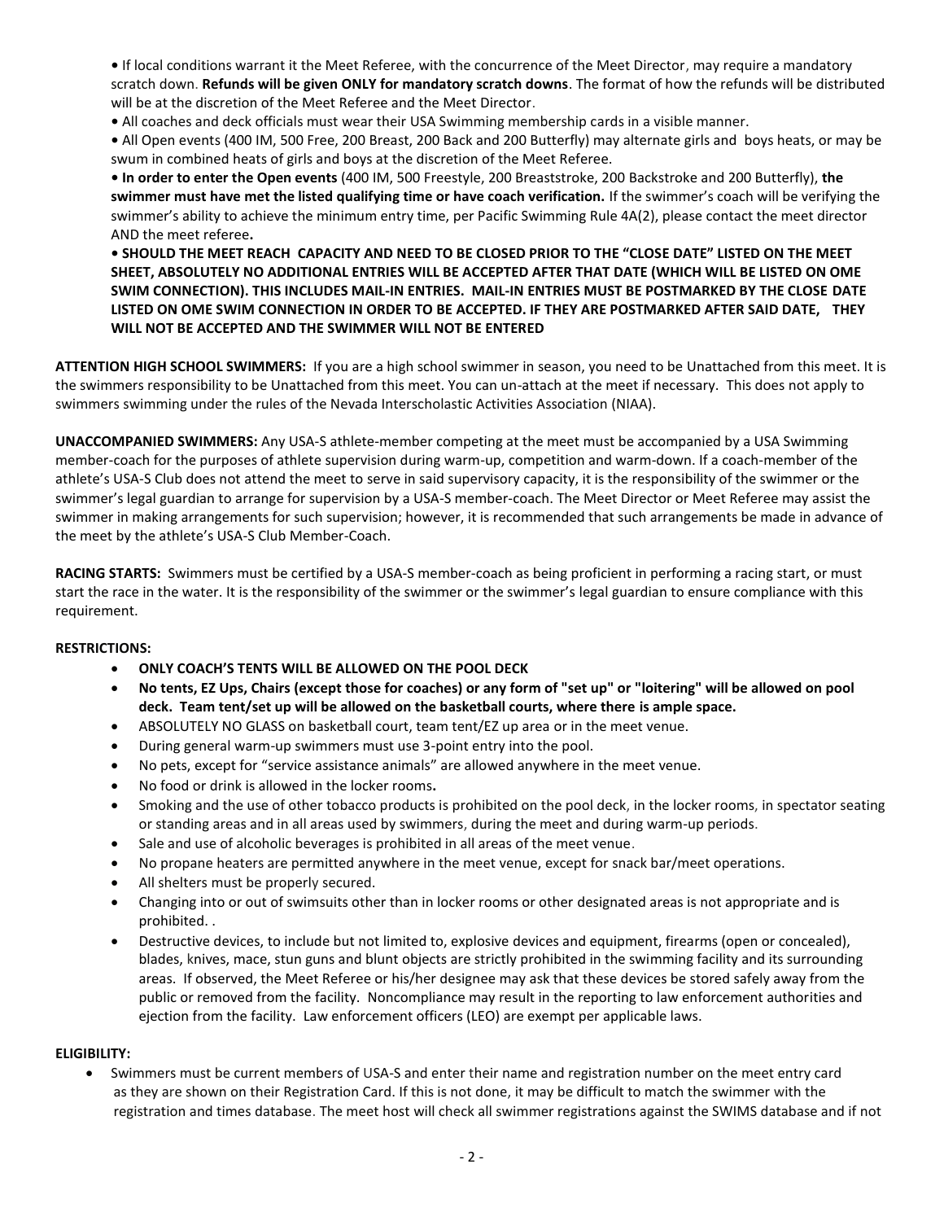- If local conditions warrant it the Meet Referee, with the concurrence of the Meet Director, may require a mandatory scratch down. **Refunds will be given ONLY for mandatory scratch downs**. The format of how the refunds will be distributed will be at the discretion of the Meet Referee and the Meet Director.
- All coaches and deck officials must wear their USA Swimming membership cards in a visible manner.
- All Open events (400 IM, 500 Free, 200 Breast, 200 Back and 200 Butterfly) may alternate girls and boys heats, or may be swum in combined heats of girls and boys at the discretion of the Meet Referee.
- **In order to enter the Open events** (400 IM, 500 Freestyle, 200 Breaststroke, 200 Backstroke and 200 Butterfly), **the swimmer must have met the listed qualifying time or have coach verification.** If the swimmer's coach will be verifying the swimmer's ability to achieve the minimum entry time, per Pacific Swimming Rule 4A(2), please contact the meet director AND the meet referee**.**
- **SHOULD THE MEET REACH CAPACITY AND NEED TO BE CLOSED PRIOR TO THE "CLOSE DATE" LISTED ON THE MEET SHEET, ABSOLUTELY NO ADDITIONAL ENTRIES WILL BE ACCEPTED AFTER THAT DATE (WHICH WILL BE LISTED ON OME SWIM CONNECTION). THIS INCLUDES MAIL-IN ENTRIES. MAIL-IN ENTRIES MUST BE POSTMARKED BY THE CLOSE DATE LISTED ON OME SWIM CONNECTION IN ORDER TO BE ACCEPTED. IF THEY ARE POSTMARKED AFTER SAID DATE, THEY WILL NOT BE ACCEPTED AND THE SWIMMER WILL NOT BE ENTERED**

**ATTENTION HIGH SCHOOL SWIMMERS:** If you are a high school swimmer in season, you need to be Unattached from this meet. It is the swimmers responsibility to be Unattached from this meet. You can un-attach at the meet if necessary. This does not apply to swimmers swimming under the rules of the Nevada Interscholastic Activities Association (NIAA).

**UNACCOMPANIED SWIMMERS:** Any USA-S athlete-member competing at the meet must be accompanied by a USA Swimming member-coach for the purposes of athlete supervision during warm-up, competition and warm-down. If a coach-member of the athlete's USA-S Club does not attend the meet to serve in said supervisory capacity, it is the responsibility of the swimmer or the swimmer's legal guardian to arrange for supervision by a USA-S member-coach. The Meet Director or Meet Referee may assist the swimmer in making arrangements for such supervision; however, it is recommended that such arrangements be made in advance of the meet by the athlete's USA-S Club Member-Coach.

**RACING STARTS:** Swimmers must be certified by a USA-S member-coach as being proficient in performing a racing start, or must start the race in the water. It is the responsibility of the swimmer or the swimmer's legal guardian to ensure compliance with this requirement.

**RESTRICTIONS:**

- **ONLY COACH'S TENTS WILL BE ALLOWED ON THE POOL DECK**
- **No tents, EZ Ups, Chairs (except those for coaches) or any form of "set up" or "loitering" will be allowed on pool deck. Team tent/set up will be allowed on the basketball courts, where there is ample space.**
- ABSOLUTELY NO GLASS on basketball court, team tent/EZ up area or in the meet venue.
- During general warm-up swimmers must use 3-point entry into the pool.
- No pets, except for "service assistance animals" are allowed anywhere in the meet venue.
- No food or drink is allowed in the locker rooms**.**
- Smoking and the use of other tobacco products is prohibited on the pool deck, in the locker rooms, in spectator seating or standing areas and in all areas used by swimmers, during the meet and during warm-up periods.
- Sale and use of alcoholic beverages is prohibited in all areas of the meet venue.
- No propane heaters are permitted anywhere in the meet venue, except for snack bar/meet operations.
- All shelters must be properly secured.
- Changing into or out of swimsuits other than in locker rooms or other designated areas is not appropriate and is prohibited. .
- Destructive devices, to include but not limited to, explosive devices and equipment, firearms (open or concealed), blades, knives, mace, stun guns and blunt objects are strictly prohibited in the swimming facility and its surrounding areas. If observed, the Meet Referee or his/her designee may ask that these devices be stored safely away from the public or removed from the facility. Noncompliance may result in the reporting to law enforcement authorities and ejection from the facility. Law enforcement officers (LEO) are exempt per applicable laws.

**ELIGIBILITY:**

- Swimmers must be current members of USA-S and enter their name and registration number on the meet entry card as they are shown on their Registration Card. If this is not done, it may be difficult to match the swimmer with the registration and times database. The meet host will check all swimmer registrations against the SWIMS database and if not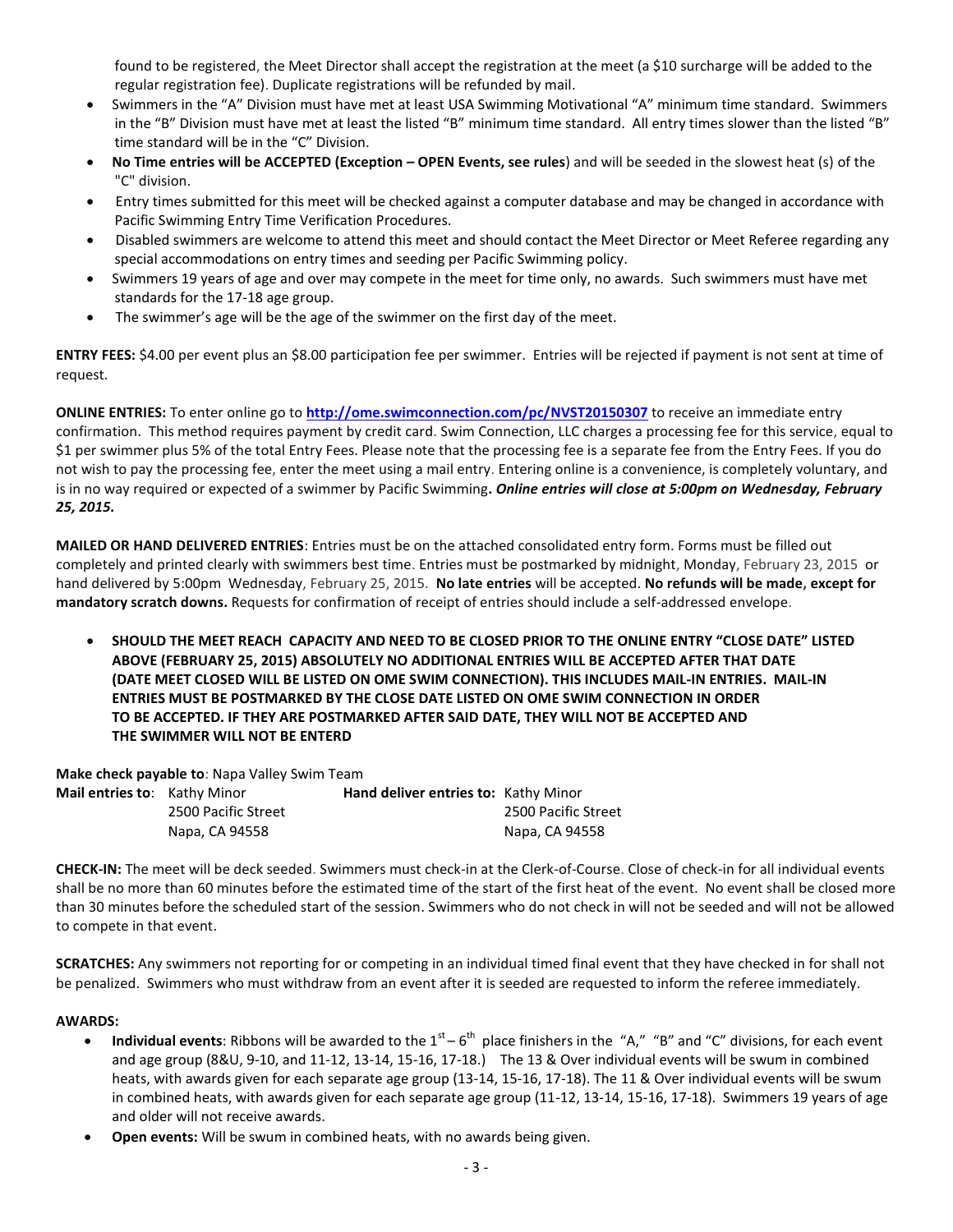found to be registered, the Meet Director shall accept the registration at the meet (a $10 surcharge will be added to the regular registration fee). Duplicate registrations will be refunded by mail.

- Swimmers in the "A" Division must have met at least USA Swimming Motivational "A" minimum time standard. Swimmers in the "B" Division must have met at least the listed "B" minimum time standard. All entry times slower than the listed "B" time standard will be in the "C" Division.
- **No Time entries will be ACCEPTED (Exception – OPEN Events, see rules**) and will be seeded in the slowest heat (s) of the "C" division.
- Entry times submitted for this meet will be checked against a computer database and may be changed in accordance with Pacific Swimming Entry Time Verification Procedures.
- Disabled swimmers are welcome to attend this meet and should contact the Meet Director or Meet Referee regarding any special accommodations on entry times and seeding per Pacific Swimming policy.
- Swimmers 19 years of age and over may compete in the meet for time only, no awards. Such swimmers must have met standards for the 17-18 age group.
- The swimmer's age will be the age of the swimmer on the first day of the meet.

**ENTRY FEES:** $4.00 per event plus an $8.00 participation fee per swimmer. Entries will be rejected if payment is not sent at time of request.

**ONLINE ENTRIES:** To enter online go to **http://ome.swimconnection.com/pc/NVST20150307** to receive an immediate entry confirmation. This method requires payment by credit card. Swim Connection, LLC charges a processing fee for this service, equal to $1 per swimmer plus 5% of the total Entry Fees. Please note that the processing fee is a separate fee from the Entry Fees. If you do not wish to pay the processing fee, enter the meet using a mail entry. Entering online is a convenience, is completely voluntary, and is in no way required or expected of a swimmer by Pacific Swimming**.** ***Online entries will close at 5:00pm on Wednesday, February 25, 2015.***

**MAILED OR HAND DELIVERED ENTRIES**: Entries must be on the attached consolidated entry form. Forms must be filled out completely and printed clearly with swimmers best time. Entries must be postmarked by midnight, Monday, February 23, 2015 or hand delivered by 5:00pm Wednesday, February 25, 2015. **No late entries** will be accepted. **No refunds will be made, except for mandatory scratch downs.** Requests for confirmation of receipt of entries should include a self-addressed envelope.

- **SHOULD THE MEET REACH CAPACITY AND NEED TO BE CLOSED PRIOR TO THE ONLINE ENTRY "CLOSE DATE" LISTED ABOVE (FEBRUARY 25, 2015) ABSOLUTELY NO ADDITIONAL ENTRIES WILL BE ACCEPTED AFTER THAT DATE (DATE MEET CLOSED WILL BE LISTED ON OME SWIM CONNECTION). THIS INCLUDES MAIL-IN ENTRIES. MAIL-IN ENTRIES MUST BE POSTMARKED BY THE CLOSE DATE LISTED ON OME SWIM CONNECTION IN ORDER TO BE ACCEPTED. IF THEY ARE POSTMARKED AFTER SAID DATE, THEY WILL NOT BE ACCEPTED AND THE SWIMMER WILL NOT BE ENTERD**

**Make check payable to**: Napa Valley Swim Team

**Mail entries to**: Kathy Minor
2500 Pacific Street
Napa, CA 94558

**Hand deliver entries to:** Kathy Minor
2500 Pacific Street
Napa, CA 94558

**CHECK-IN:** The meet will be deck seeded. Swimmers must check-in at the Clerk-of-Course. Close of check-in for all individual events shall be no more than 60 minutes before the estimated time of the start of the first heat of the event. No event shall be closed more than 30 minutes before the scheduled start of the session. Swimmers who do not check in will not be seeded and will not be allowed to compete in that event.

**SCRATCHES:** Any swimmers not reporting for or competing in an individual timed final event that they have checked in for shall not be penalized. Swimmers who must withdraw from an event after it is seeded are requested to inform the referee immediately.

**AWARDS:**

- **Individual events**: Ribbons will be awarded to the 1st – 6th place finishers in the "A," "B" and "C" divisions, for each event and age group (8&U, 9-10, and 11-12, 13-14, 15-16, 17-18.) The 13 & Over individual events will be swum in combined heats, with awards given for each separate age group (13-14, 15-16, 17-18). The 11 & Over individual events will be swum in combined heats, with awards given for each separate age group (11-12, 13-14, 15-16, 17-18). Swimmers 19 years of age and older will not receive awards.
- **Open events:** Will be swum in combined heats, with no awards being given.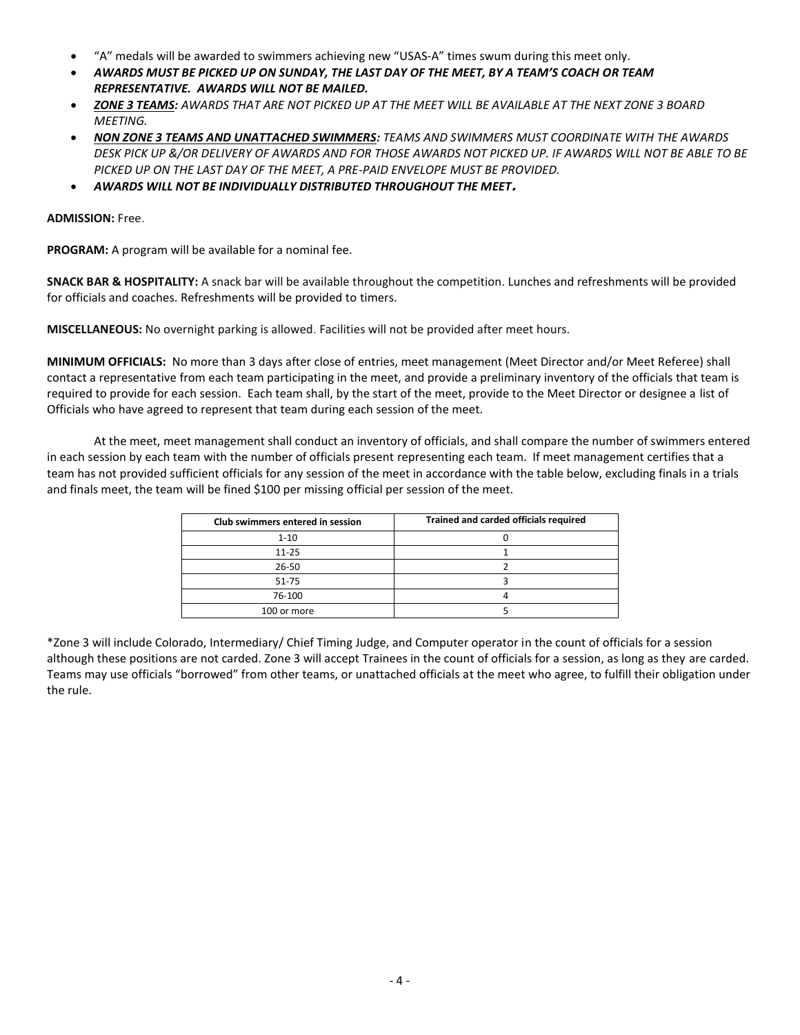- "A" medals will be awarded to swimmers achieving new "USAS-A" times swum during this meet only.
- ***AWARDS MUST BE PICKED UP ON SUNDAY, THE LAST DAY OF THE MEET, BY A TEAM'S COACH OR TEAM REPRESENTATIVE. AWARDS WILL NOT BE MAILED.***
- ***ZONE 3 TEAMS:*** *AWARDS THAT ARE NOT PICKED UP AT THE MEET WILL BE AVAILABLE AT THE NEXT ZONE 3 BOARD MEETING.*
- ***NON ZONE 3 TEAMS AND UNATTACHED SWIMMERS:*** *TEAMS AND SWIMMERS MUST COORDINATE WITH THE AWARDS DESK PICK UP &/OR DELIVERY OF AWARDS AND FOR THOSE AWARDS NOT PICKED UP. IF AWARDS WILL NOT BE ABLE TO BE PICKED UP ON THE LAST DAY OF THE MEET, A PRE-PAID ENVELOPE MUST BE PROVIDED.*
- ***AWARDS WILL NOT BE INDIVIDUALLY DISTRIBUTED THROUGHOUT THE MEET.***

**ADMISSION:** Free.

**PROGRAM:** A program will be available for a nominal fee.

**SNACK BAR & HOSPITALITY:** A snack bar will be available throughout the competition. Lunches and refreshments will be provided for officials and coaches. Refreshments will be provided to timers.

**MISCELLANEOUS:** No overnight parking is allowed. Facilities will not be provided after meet hours.

**MINIMUM OFFICIALS:** No more than 3 days after close of entries, meet management (Meet Director and/or Meet Referee) shall contact a representative from each team participating in the meet, and provide a preliminary inventory of the officials that team is required to provide for each session. Each team shall, by the start of the meet, provide to the Meet Director or designee a list of Officials who have agreed to represent that team during each session of the meet.

At the meet, meet management shall conduct an inventory of officials, and shall compare the number of swimmers entered in each session by each team with the number of officials present representing each team. If meet management certifies that a team has not provided sufficient officials for any session of the meet in accordance with the table below, excluding finals in a trials and finals meet, the team will be fined $100 per missing official per session of the meet.

| Club swimmers entered in session | Trained and carded officials required |
|---|---|
| 1-10 | 0 |
| 11-25 | 1 |
| 26-50 | 2 |
| 51-75 | 3 |
| 76-100 | 4 |
| 100 or more | 5 |

*Zone 3 will include Colorado, Intermediary/ Chief Timing Judge, and Computer operator in the count of officials for a session although these positions are not carded. Zone 3 will accept Trainees in the count of officials for a session, as long as they are carded. Teams may use officials "borrowed" from other teams, or unattached officials at the meet who agree, to fulfill their obligation under the rule.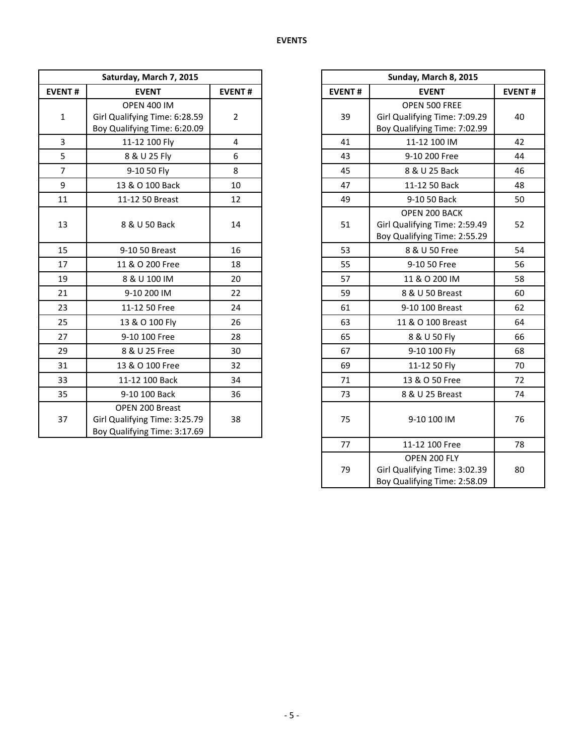**EVENTS**

| Saturday, March 7, 2015 | | |
|---|---|---|
| **EVENT #** | **EVENT** | **EVENT #** |
| 1 | OPEN 400 IM<br>Girl Qualifying Time: 6:28.59<br>Boy Qualifying Time: 6:20.09 | 2 |
| 3 | 11-12 100 Fly | 4 |
| 5 | 8 & U 25 Fly | 6 |
| 7 | 9-10 50 Fly | 8 |
| 9 | 13 & O 100 Back | 10 |
| 11 | 11-12 50 Breast | 12 |
| 13 | 8 & U 50 Back | 14 |
| 15 | 9-10 50 Breast | 16 |
| 17 | 11 & O 200 Free | 18 |
| 19 | 8 & U 100 IM | 20 |
| 21 | 9-10 200 IM | 22 |
| 23 | 11-12 50 Free | 24 |
| 25 | 13 & O 100 Fly | 26 |
| 27 | 9-10 100 Free | 28 |
| 29 | 8 & U 25 Free | 30 |
| 31 | 13 & O 100 Free | 32 |
| 33 | 11-12 100 Back | 34 |
| 35 | 9-10 100 Back | 36 |
| 37 | OPEN 200 Breast<br>Girl Qualifying Time: 3:25.79<br>Boy Qualifying Time: 3:17.69 | 38 |

| Sunday, March 8, 2015 | | |
|---|---|---|
| **EVENT #** | **EVENT** | **EVENT #** |
| 39 | OPEN 500 FREE<br>Girl Qualifying Time: 7:09.29<br>Boy Qualifying Time: 7:02.99 | 40 |
| 41 | 11-12 100 IM | 42 |
| 43 | 9-10 200 Free | 44 |
| 45 | 8 & U 25 Back | 46 |
| 47 | 11-12 50 Back | 48 |
| 49 | 9-10 50 Back | 50 |
| 51 | OPEN 200 BACK<br>Girl Qualifying Time: 2:59.49<br>Boy Qualifying Time: 2:55.29 | 52 |
| 53 | 8 & U 50 Free | 54 |
| 55 | 9-10 50 Free | 56 |
| 57 | 11 & O 200 IM | 58 |
| 59 | 8 & U 50 Breast | 60 |
| 61 | 9-10 100 Breast | 62 |
| 63 | 11 & O 100 Breast | 64 |
| 65 | 8 & U 50 Fly | 66 |
| 67 | 9-10 100 Fly | 68 |
| 69 | 11-12 50 Fly | 70 |
| 71 | 13 & O 50 Free | 72 |
| 73 | 8 & U 25 Breast | 74 |
| 75 | 9-10 100 IM | 76 |
| 77 | 11-12 100 Free | 78 |
| 79 | OPEN 200 FLY<br>Girl Qualifying Time: 3:02.39<br>Boy Qualifying Time: 2:58.09 | 80 |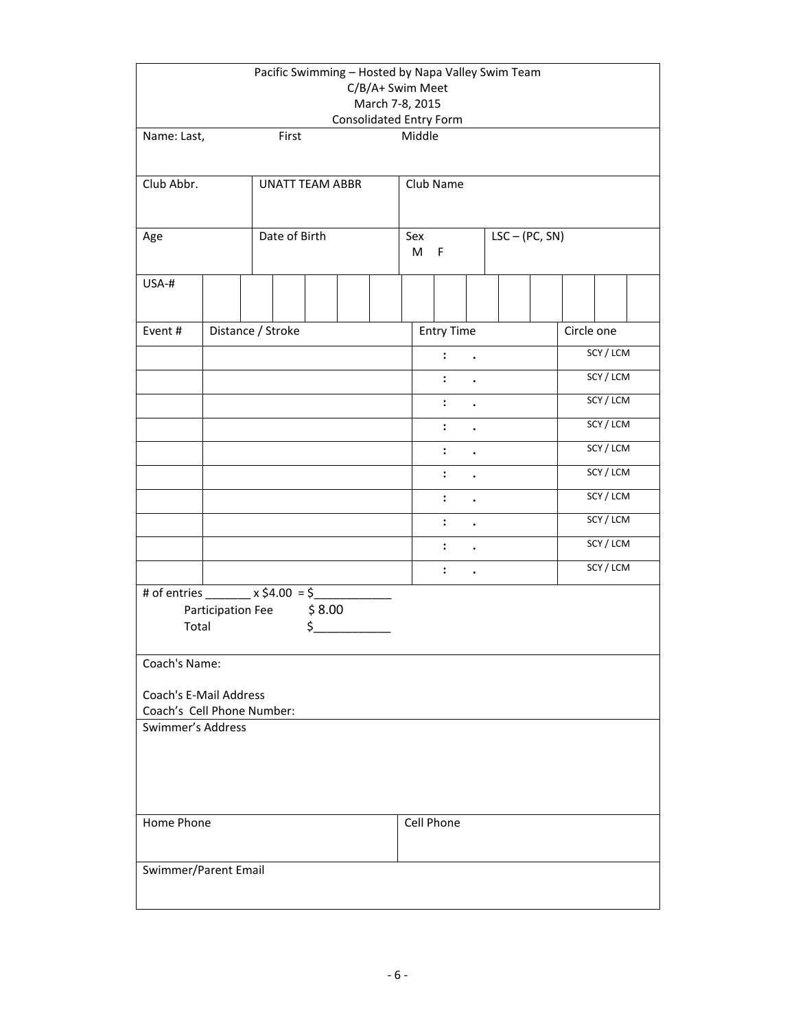Pacific Swimming – Hosted by Napa Valley Swim Team

C/B/A+ Swim Meet

March 7-8, 2015

Consolidated Entry Form

| Name: Last, | First | Middle |
|---|---|---|
| | | |

| Club Abbr. | UNATT TEAM ABBR | Club Name |
|---|---|---|
| | | |

| Age | Date of Birth | Sex M F | LSC – (PC, SN) |
|---|---|---|---|
| | | | |

| USA-# | | | | | | | | | | | | | | |
|---|---|---|---|---|---|---|---|---|---|---|---|---|---|---|
| | | | | | | | | | | | | | | |

| Event # | Distance / Stroke | Entry Time | Circle one |
|---|---|---|---|
| | | : . | SCY / LCM |
| | | : . | SCY / LCM |
| | | : . | SCY / LCM |
| | | : . | SCY / LCM |
| | | : . | SCY / LCM |
| | | : . | SCY / LCM |
| | | : . | SCY / LCM |
| | | : . | SCY / LCM |
| | | : . | SCY / LCM |
| | | : . | SCY / LCM |

# of entries _______ x $4.00 = $____________

Participation Fee $ 8.00

Total $____________

Coach's Name:

Coach's E-Mail Address

Coach's Cell Phone Number:

Swimmer's Address

| Home Phone | Cell Phone |
|---|---|
| | |

Swimmer/Parent Email